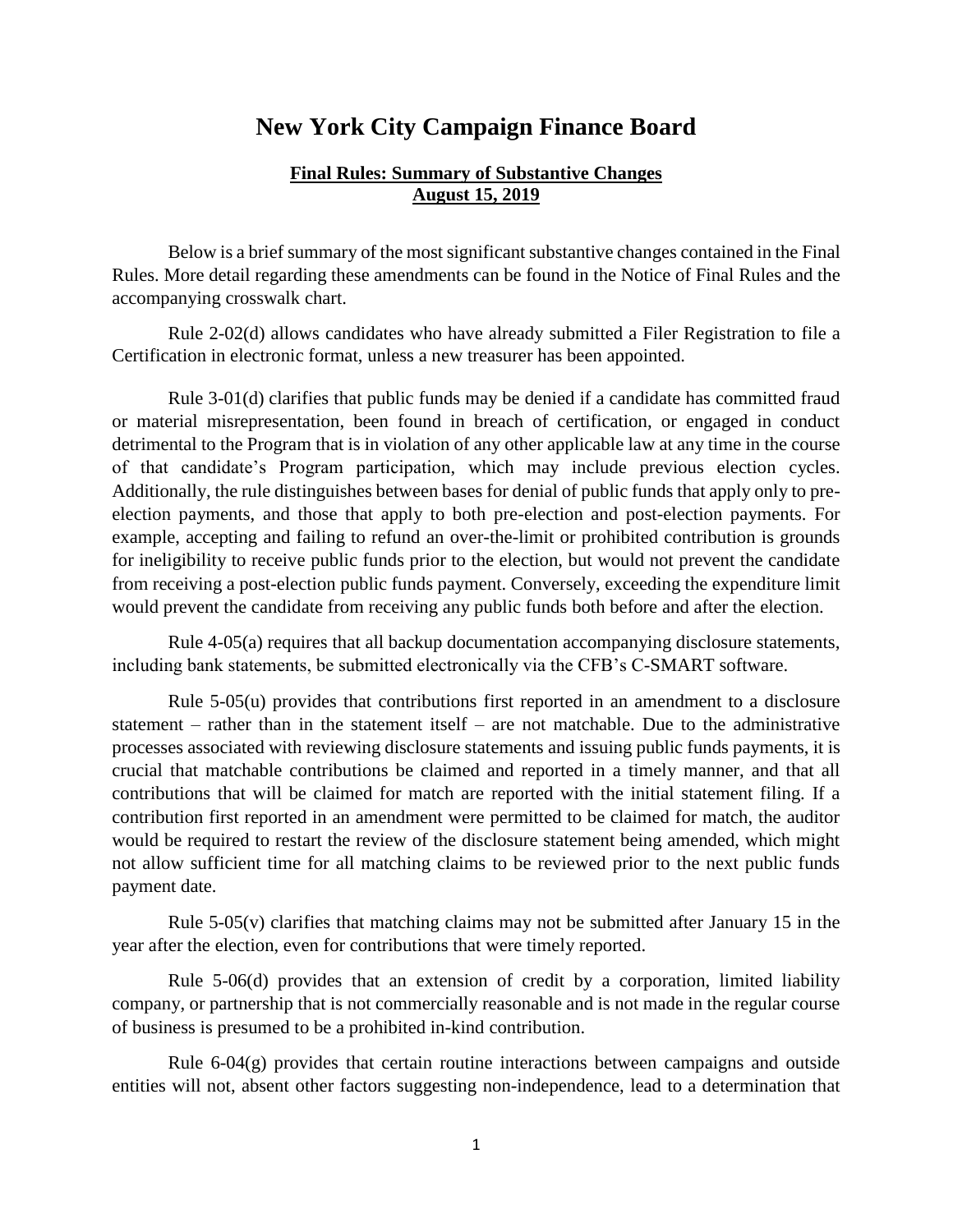# New York City Campaign Finance Board

**Final Rules: Summary of Substantive Changes**
**August 15, 2019**

Below is a brief summary of the most significant substantive changes contained in the Final Rules. More detail regarding these amendments can be found in the Notice of Final Rules and the accompanying crosswalk chart.

Rule 2-02(d) allows candidates who have already submitted a Filer Registration to file a Certification in electronic format, unless a new treasurer has been appointed.

Rule 3-01(d) clarifies that public funds may be denied if a candidate has committed fraud or material misrepresentation, been found in breach of certification, or engaged in conduct detrimental to the Program that is in violation of any other applicable law at any time in the course of that candidate's Program participation, which may include previous election cycles. Additionally, the rule distinguishes between bases for denial of public funds that apply only to pre-election payments, and those that apply to both pre-election and post-election payments. For example, accepting and failing to refund an over-the-limit or prohibited contribution is grounds for ineligibility to receive public funds prior to the election, but would not prevent the candidate from receiving a post-election public funds payment. Conversely, exceeding the expenditure limit would prevent the candidate from receiving any public funds both before and after the election.

Rule 4-05(a) requires that all backup documentation accompanying disclosure statements, including bank statements, be submitted electronically via the CFB's C-SMART software.

Rule 5-05(u) provides that contributions first reported in an amendment to a disclosure statement – rather than in the statement itself – are not matchable. Due to the administrative processes associated with reviewing disclosure statements and issuing public funds payments, it is crucial that matchable contributions be claimed and reported in a timely manner, and that all contributions that will be claimed for match are reported with the initial statement filing. If a contribution first reported in an amendment were permitted to be claimed for match, the auditor would be required to restart the review of the disclosure statement being amended, which might not allow sufficient time for all matching claims to be reviewed prior to the next public funds payment date.

Rule 5-05(v) clarifies that matching claims may not be submitted after January 15 in the year after the election, even for contributions that were timely reported.

Rule 5-06(d) provides that an extension of credit by a corporation, limited liability company, or partnership that is not commercially reasonable and is not made in the regular course of business is presumed to be a prohibited in-kind contribution.

Rule 6-04(g) provides that certain routine interactions between campaigns and outside entities will not, absent other factors suggesting non-independence, lead to a determination that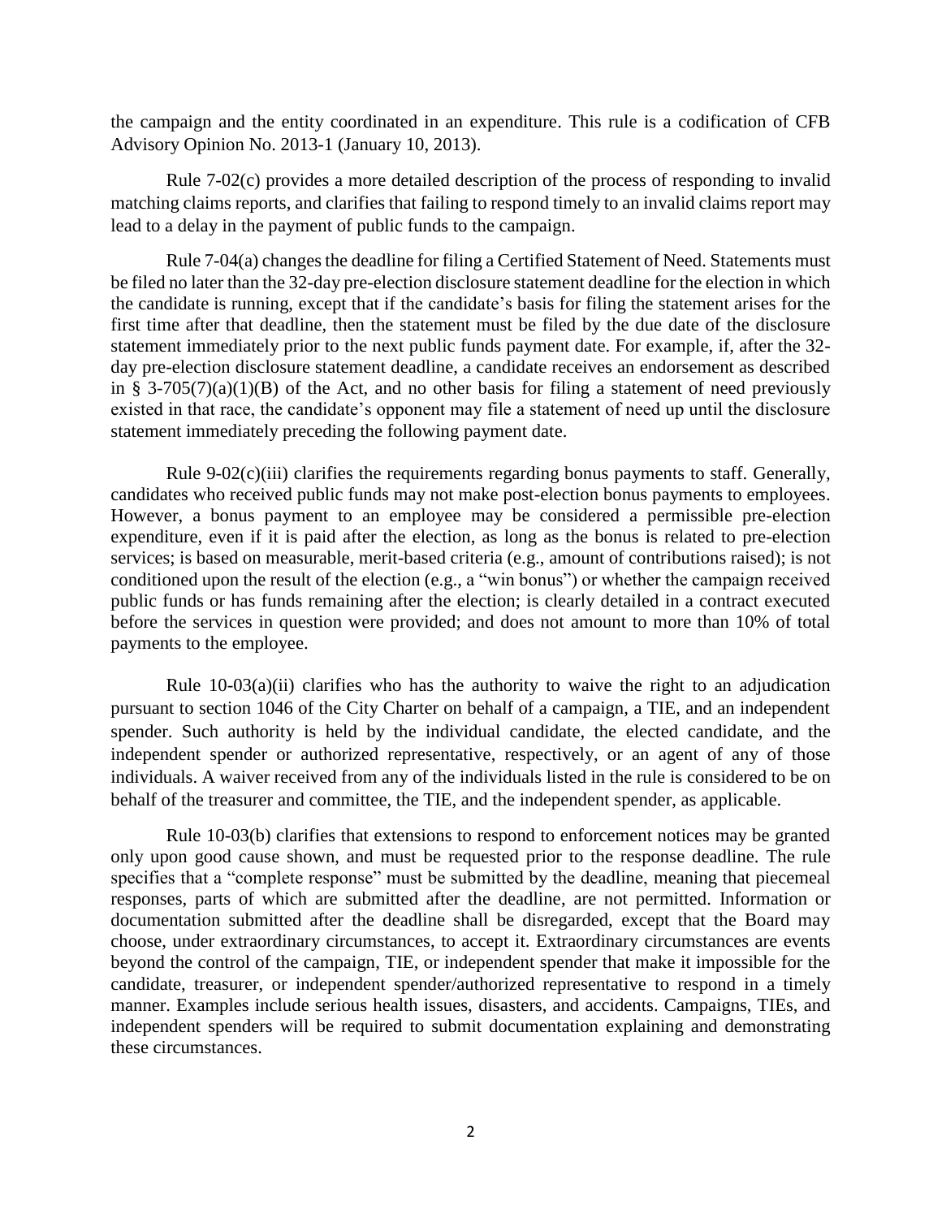the campaign and the entity coordinated in an expenditure. This rule is a codification of CFB Advisory Opinion No. 2013-1 (January 10, 2013).

Rule 7-02(c) provides a more detailed description of the process of responding to invalid matching claims reports, and clarifies that failing to respond timely to an invalid claims report may lead to a delay in the payment of public funds to the campaign.

Rule 7-04(a) changes the deadline for filing a Certified Statement of Need. Statements must be filed no later than the 32-day pre-election disclosure statement deadline for the election in which the candidate is running, except that if the candidate's basis for filing the statement arises for the first time after that deadline, then the statement must be filed by the due date of the disclosure statement immediately prior to the next public funds payment date. For example, if, after the 32-day pre-election disclosure statement deadline, a candidate receives an endorsement as described in § 3-705(7)(a)(1)(B) of the Act, and no other basis for filing a statement of need previously existed in that race, the candidate's opponent may file a statement of need up until the disclosure statement immediately preceding the following payment date.

Rule 9-02(c)(iii) clarifies the requirements regarding bonus payments to staff. Generally, candidates who received public funds may not make post-election bonus payments to employees. However, a bonus payment to an employee may be considered a permissible pre-election expenditure, even if it is paid after the election, as long as the bonus is related to pre-election services; is based on measurable, merit-based criteria (e.g., amount of contributions raised); is not conditioned upon the result of the election (e.g., a "win bonus") or whether the campaign received public funds or has funds remaining after the election; is clearly detailed in a contract executed before the services in question were provided; and does not amount to more than 10% of total payments to the employee.

Rule 10-03(a)(ii) clarifies who has the authority to waive the right to an adjudication pursuant to section 1046 of the City Charter on behalf of a campaign, a TIE, and an independent spender. Such authority is held by the individual candidate, the elected candidate, and the independent spender or authorized representative, respectively, or an agent of any of those individuals. A waiver received from any of the individuals listed in the rule is considered to be on behalf of the treasurer and committee, the TIE, and the independent spender, as applicable.

Rule 10-03(b) clarifies that extensions to respond to enforcement notices may be granted only upon good cause shown, and must be requested prior to the response deadline. The rule specifies that a "complete response" must be submitted by the deadline, meaning that piecemeal responses, parts of which are submitted after the deadline, are not permitted. Information or documentation submitted after the deadline shall be disregarded, except that the Board may choose, under extraordinary circumstances, to accept it. Extraordinary circumstances are events beyond the control of the campaign, TIE, or independent spender that make it impossible for the candidate, treasurer, or independent spender/authorized representative to respond in a timely manner. Examples include serious health issues, disasters, and accidents. Campaigns, TIEs, and independent spenders will be required to submit documentation explaining and demonstrating these circumstances.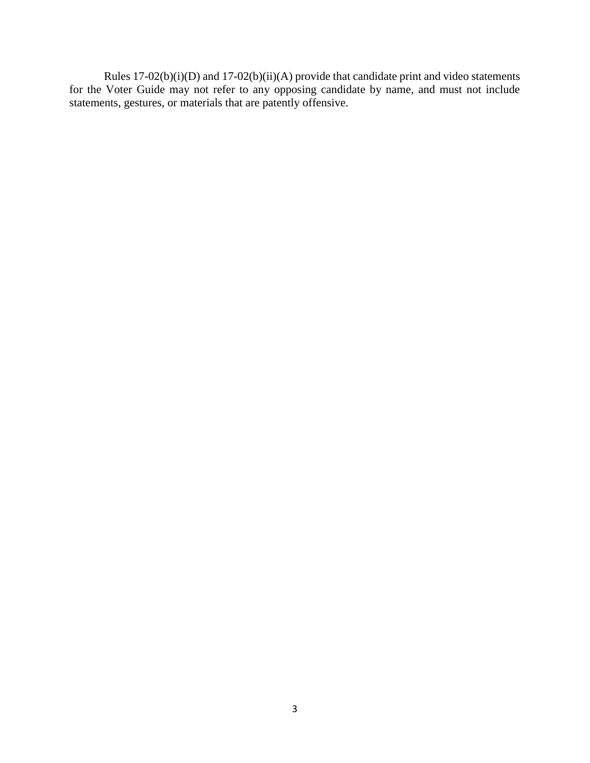Rules 17-02(b)(i)(D) and 17-02(b)(ii)(A) provide that candidate print and video statements for the Voter Guide may not refer to any opposing candidate by name, and must not include statements, gestures, or materials that are patently offensive.